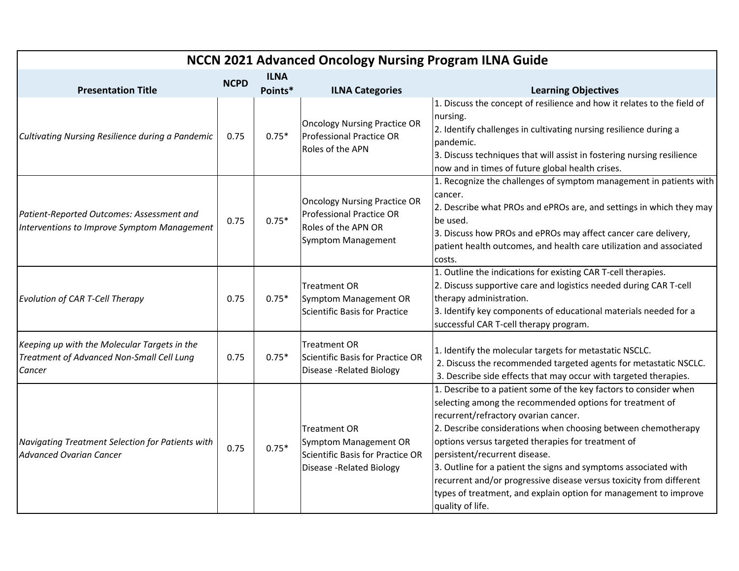# NCCN 2021 Advanced Oncology Nursing Program ILNA Guide

| Presentation Title | NCPD | ILNA Points* | ILNA Categories | Learning Objectives |
|---|---|---|---|---|
| *Cultivating Nursing Resilience during a Pandemic* | 0.75 | 0.75* | Oncology Nursing Practice OR Professional Practice OR Roles of the APN | 1. Discuss the concept of resilience and how it relates to the field of nursing.<br>2. Identify challenges in cultivating nursing resilience during a pandemic.<br>3. Discuss techniques that will assist in fostering nursing resilience now and in times of future global health crises. |
| *Patient-Reported Outcomes: Assessment and Interventions to Improve Symptom Management* | 0.75 | 0.75* | Oncology Nursing Practice OR Professional Practice OR Roles of the APN OR Symptom Management | 1. Recognize the challenges of symptom management in patients with cancer.<br>2. Describe what PROs and ePROs are, and settings in which they may be used.<br>3. Discuss how PROs and ePROs may affect cancer care delivery, patient health outcomes, and health care utilization and associated costs. |
| *Evolution of CAR T-Cell Therapy* | 0.75 | 0.75* | Treatment OR Symptom Management OR Scientific Basis for Practice | 1. Outline the indications for existing CAR T-cell therapies.<br>2. Discuss supportive care and logistics needed during CAR T-cell therapy administration.<br>3. Identify key components of educational materials needed for a successful CAR T-cell therapy program. |
| *Keeping up with the Molecular Targets in the Treatment of Advanced Non-Small Cell Lung Cancer* | 0.75 | 0.75* | Treatment OR Scientific Basis for Practice OR Disease -Related Biology | 1. Identify the molecular targets for metastatic NSCLC.<br>2. Discuss the recommended targeted agents for metastatic NSCLC.<br>3. Describe side effects that may occur with targeted therapies. |
| *Navigating Treatment Selection for Patients with Advanced Ovarian Cancer* | 0.75 | 0.75* | Treatment OR Symptom Management OR Scientific Basis for Practice OR Disease -Related Biology | 1. Describe to a patient some of the key factors to consider when selecting among the recommended options for treatment of recurrent/refractory ovarian cancer.<br>2. Describe considerations when choosing between chemotherapy options versus targeted therapies for treatment of persistent/recurrent disease.<br>3. Outline for a patient the signs and symptoms associated with recurrent and/or progressive disease versus toxicity from different types of treatment, and explain option for management to improve quality of life. |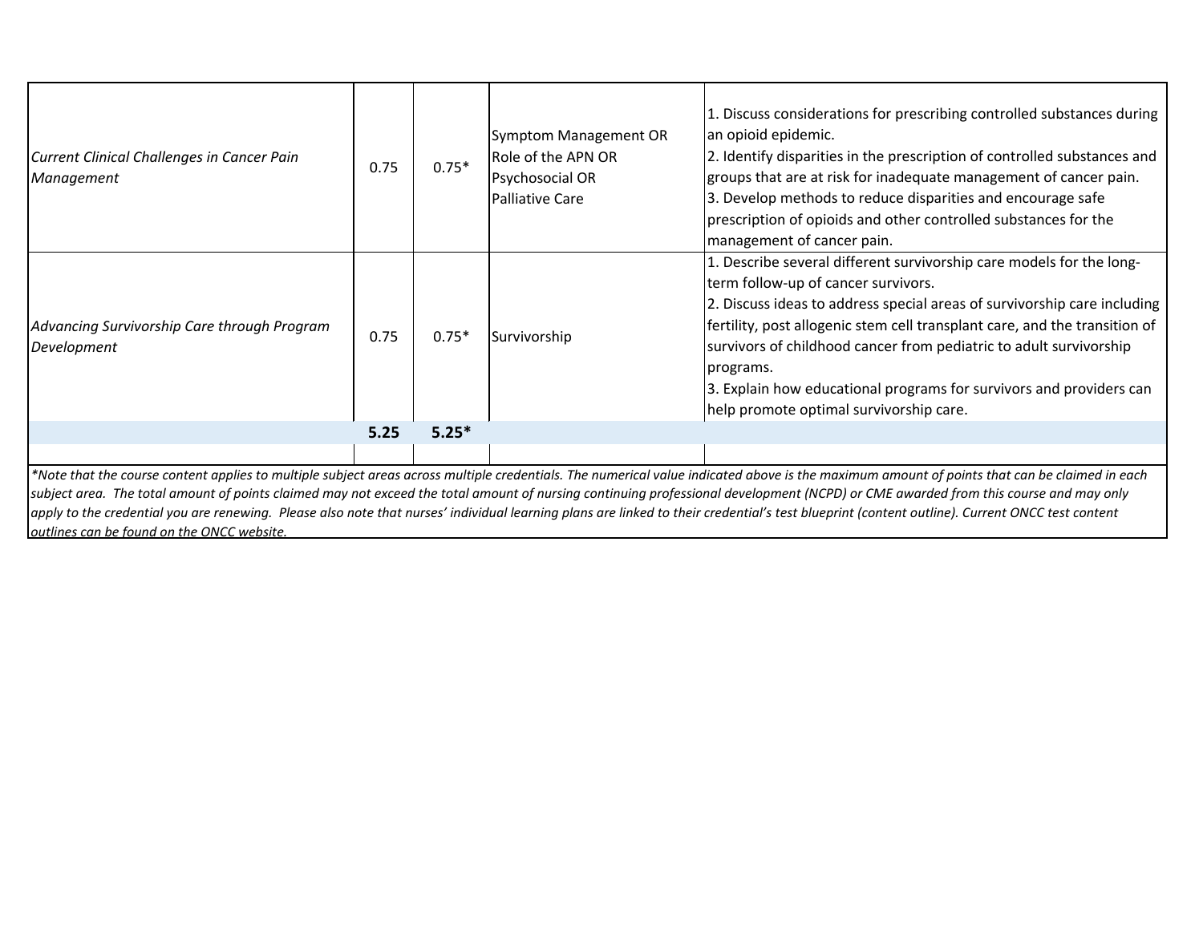| | | | | |
|---|---|---|---|---|
| *Current Clinical Challenges in Cancer Pain Management* | 0.75 | 0.75* | Symptom Management OR Role of the APN OR Psychosocial OR Palliative Care | 1. Discuss considerations for prescribing controlled substances during an opioid epidemic.<br>2. Identify disparities in the prescription of controlled substances and groups that are at risk for inadequate management of cancer pain.<br>3. Develop methods to reduce disparities and encourage safe prescription of opioids and other controlled substances for the management of cancer pain. |
| *Advancing Survivorship Care through Program Development* | 0.75 | 0.75* | Survivorship | 1. Describe several different survivorship care models for the long-term follow-up of cancer survivors.<br>2. Discuss ideas to address special areas of survivorship care including fertility, post allogenic stem cell transplant care, and the transition of survivors of childhood cancer from pediatric to adult survivorship programs.<br>3. Explain how educational programs for survivors and providers can help promote optimal survivorship care. |
| | **5.25** | **5.25*** | | |
| | | | | |

*\*Note that the course content applies to multiple subject areas across multiple credentials. The numerical value indicated above is the maximum amount of points that can be claimed in each subject area. The total amount of points claimed may not exceed the total amount of nursing continuing professional development (NCPD) or CME awarded from this course and may only apply to the credential you are renewing. Please also note that nurses' individual learning plans are linked to their credential's test blueprint (content outline). Current ONCC test content outlines can be found on the ONCC website.*